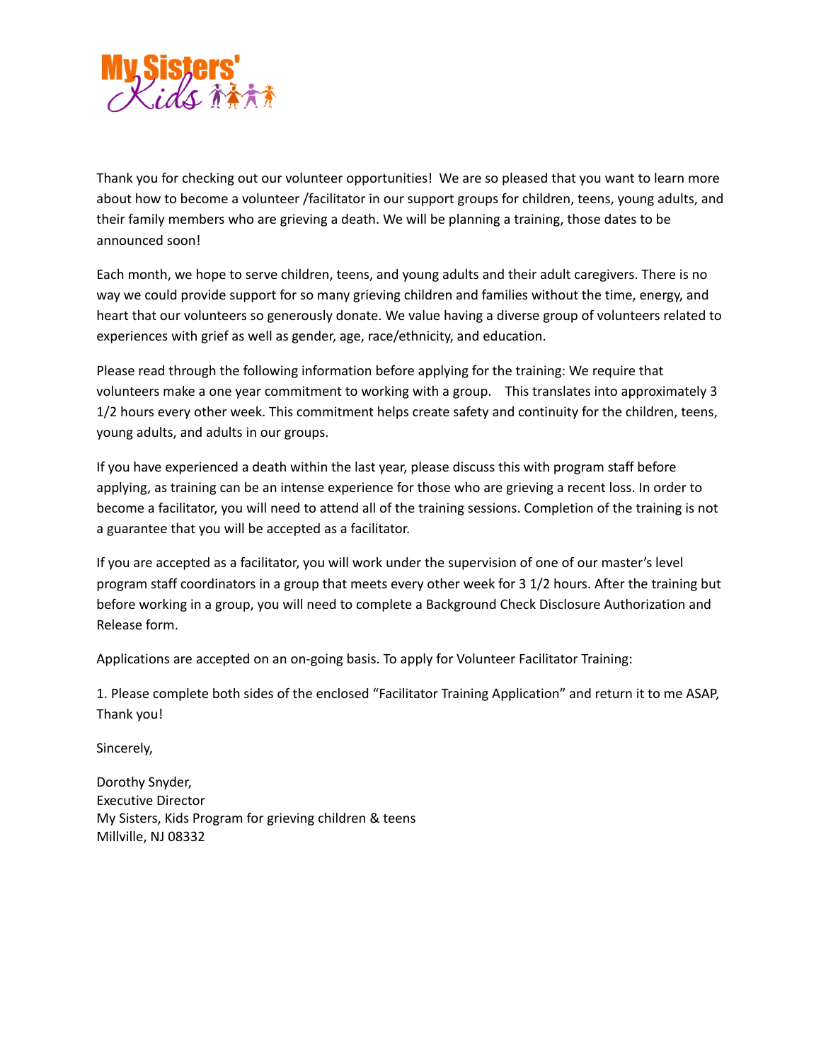Thank you for checking out our volunteer opportunities!  We are so pleased that you want to learn more about how to become a volunteer /facilitator in our support groups for children, teens, young adults, and their family members who are grieving a death. We will be planning a training, those dates to be announced soon!

Each month, we hope to serve children, teens, and young adults and their adult caregivers. There is no way we could provide support for so many grieving children and families without the time, energy, and heart that our volunteers so generously donate. We value having a diverse group of volunteers related to experiences with grief as well as gender, age, race/ethnicity, and education.

Please read through the following information before applying for the training: We require that volunteers make a one year commitment to working with a group.    This translates into approximately 3 1/2 hours every other week. This commitment helps create safety and continuity for the children, teens, young adults, and adults in our groups.

If you have experienced a death within the last year, please discuss this with program staff before applying, as training can be an intense experience for those who are grieving a recent loss. In order to become a facilitator, you will need to attend all of the training sessions. Completion of the training is not a guarantee that you will be accepted as a facilitator.

If you are accepted as a facilitator, you will work under the supervision of one of our master's level program staff coordinators in a group that meets every other week for 3 1/2 hours. After the training but before working in a group, you will need to complete a Background Check Disclosure Authorization and Release form.

Applications are accepted on an on-going basis. To apply for Volunteer Facilitator Training:

1. Please complete both sides of the enclosed "Facilitator Training Application" and return it to me ASAP, Thank you!

Sincerely,

Dorothy Snyder,
Executive Director
My Sisters, Kids Program for grieving children & teens
Millville, NJ 08332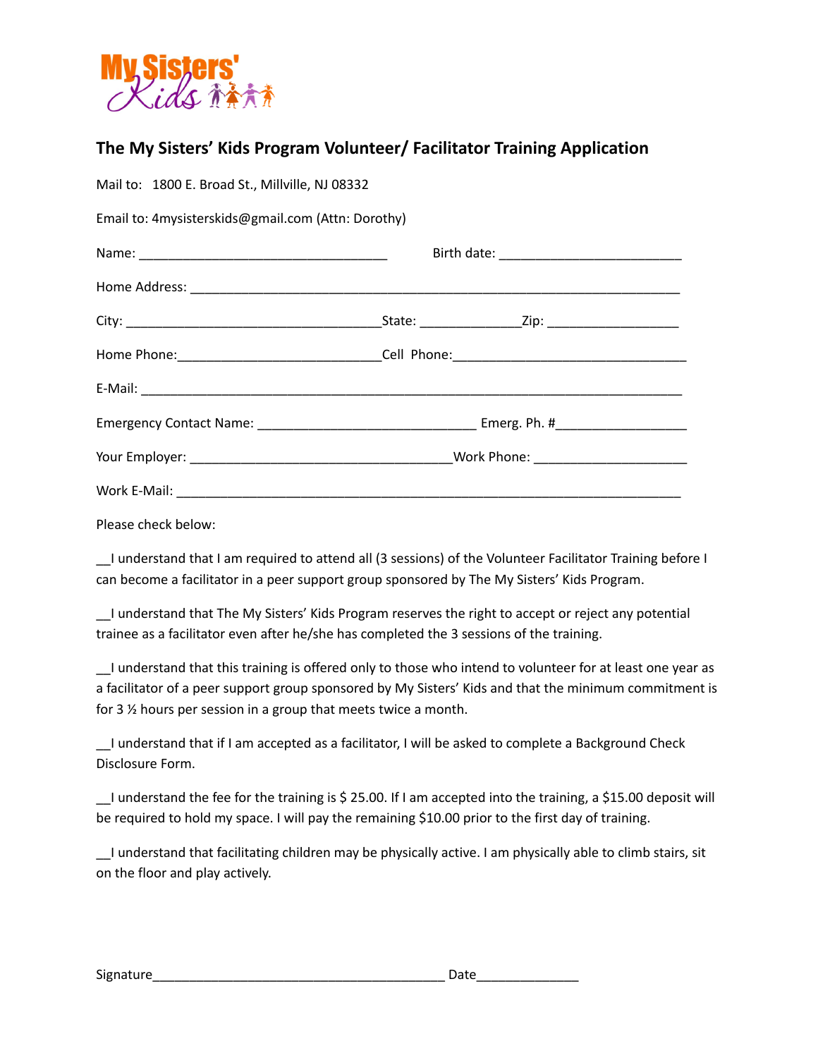My Sisters' Kids

## The My Sisters' Kids Program Volunteer/ Facilitator Training Application

Mail to: 1800 E. Broad St., Millville, NJ 08332

Email to: 4mysisterskids@gmail.com (Attn: Dorothy)

Name: ___________________________________ Birth date: _________________________

Home Address: ___________________________________________________________________

City: ___________________________________State: _____________Zip: __________________

Home Phone:___________________________Cell Phone:________________________________

E-Mail: __________________________________________________________________________

Emergency Contact Name: ______________________________ Emerg. Ph. #_________________

Your Employer: ____________________________________Work Phone: _____________________

Work E-Mail: ______________________________________________________________________

Please check below:

__I understand that I am required to attend all (3 sessions) of the Volunteer Facilitator Training before I can become a facilitator in a peer support group sponsored by The My Sisters' Kids Program.

__I understand that The My Sisters' Kids Program reserves the right to accept or reject any potential trainee as a facilitator even after he/she has completed the 3 sessions of the training.

__I understand that this training is offered only to those who intend to volunteer for at least one year as a facilitator of a peer support group sponsored by My Sisters' Kids and that the minimum commitment is for 3 ½ hours per session in a group that meets twice a month.

__I understand that if I am accepted as a facilitator, I will be asked to complete a Background Check Disclosure Form.

__I understand the fee for the training is $ 25.00. If I am accepted into the training, a $15.00 deposit will be required to hold my space. I will pay the remaining $10.00 prior to the first day of training.

__I understand that facilitating children may be physically active. I am physically able to climb stairs, sit on the floor and play actively.

Signature________________________________________ Date______________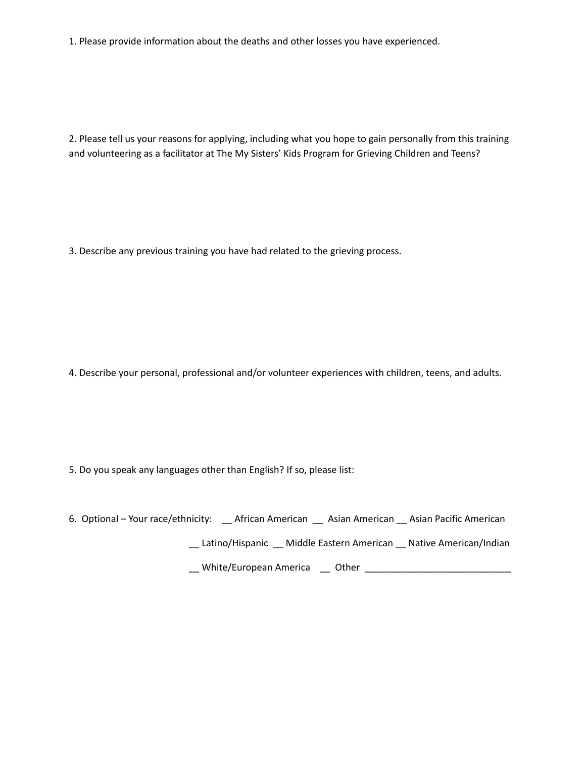1. Please provide information about the deaths and other losses you have experienced.

2. Please tell us your reasons for applying, including what you hope to gain personally from this training and volunteering as a facilitator at The My Sisters' Kids Program for Grieving Children and Teens?

3. Describe any previous training you have had related to the grieving process.

4. Describe your personal, professional and/or volunteer experiences with children, teens, and adults.

5. Do you speak any languages other than English? If so, please list:

6. Optional – Your race/ethnicity: __ African American __ Asian American __ Asian Pacific American

__ Latino/Hispanic __ Middle Eastern American __ Native American/Indian

__ White/European America __ Other ____________________________